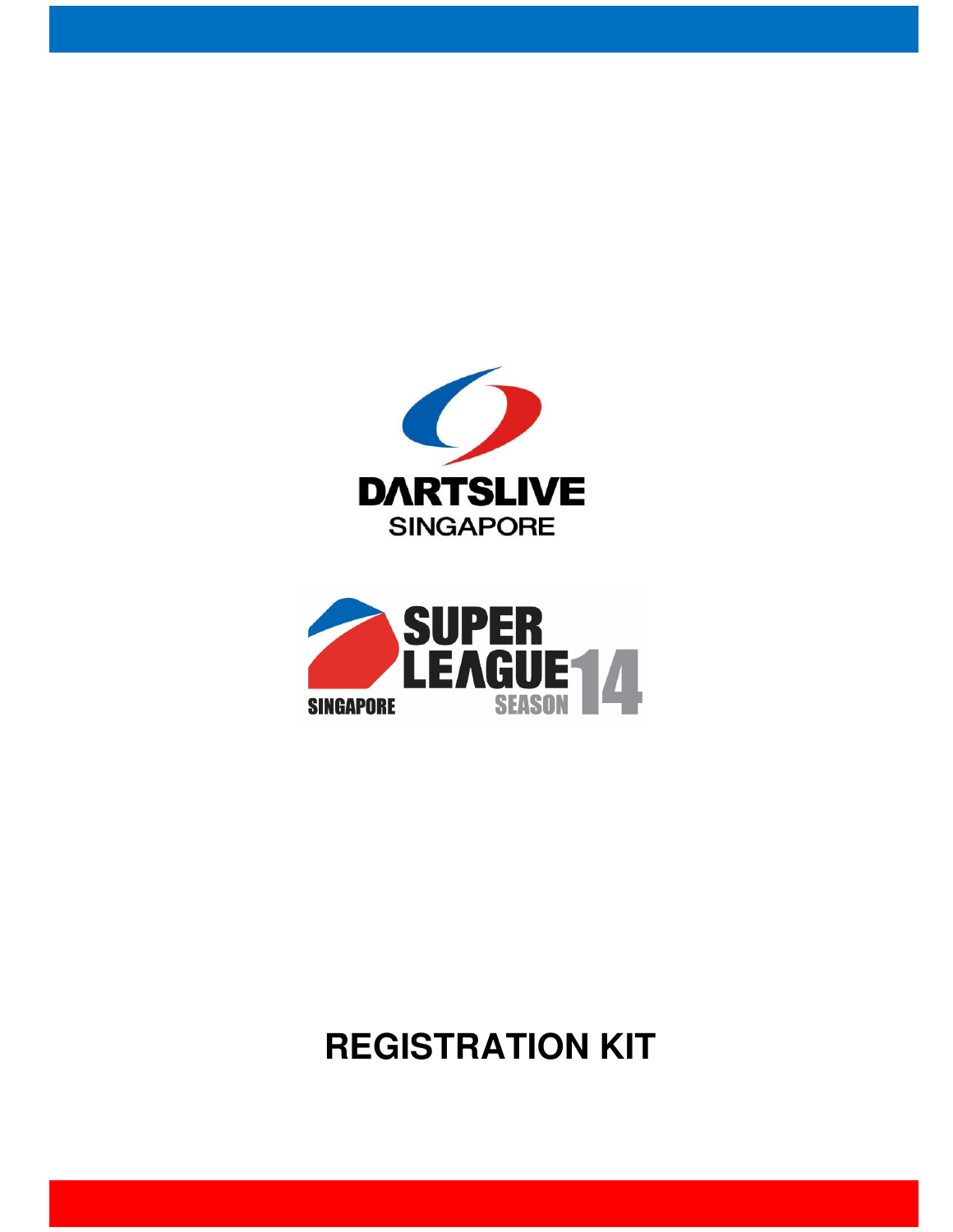DARTSLIVE SINGAPORE

SUPER LEAGUE 14

SINGAPORE SEASON

# REGISTRATION KIT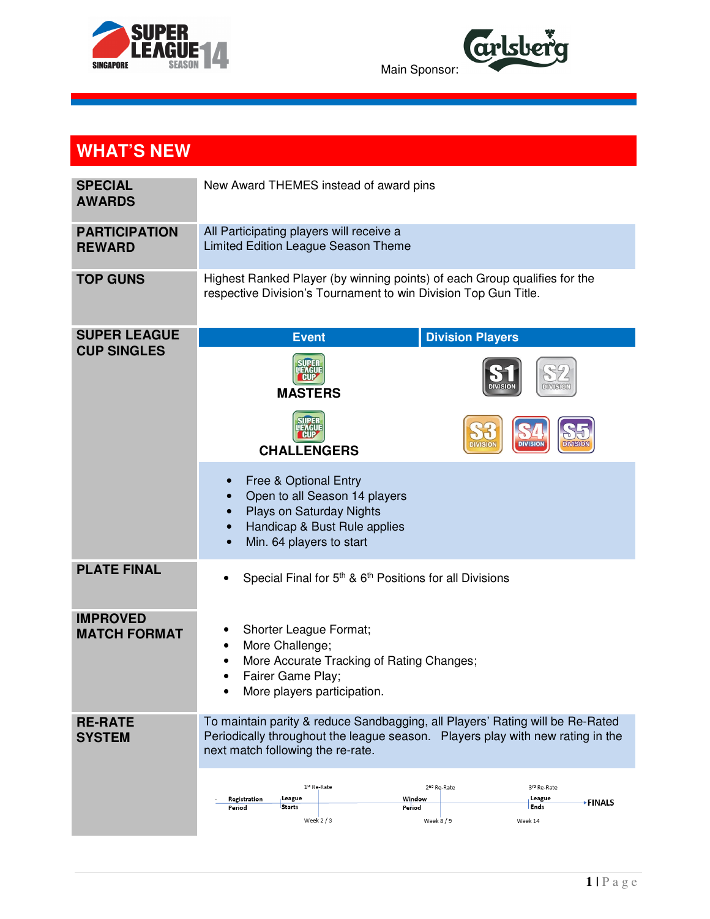Main Sponsor: Carlsberg

# WHAT'S NEW

| | |
|---|---|
| **SPECIAL AWARDS** | New Award THEMES instead of award pins |
| **PARTICIPATION REWARD** | All Participating players will receive a Limited Edition League Season Theme |
| **TOP GUNS** | Highest Ranked Player (by winning points) of each Group qualifies for the respective Division's Tournament to win Division Top Gun Title. |
| **SUPER LEAGUE CUP SINGLES** | **Event** / **Division Players**<br>**MASTERS** – S1 Division, S2 Division<br>**CHALLENGERS** – S3 Division, S4 Division, S5 Division<br>• Free & Optional Entry<br>• Open to all Season 14 players<br>• Plays on Saturday Nights<br>• Handicap & Bust Rule applies<br>• Min. 64 players to start |
| **PLATE FINAL** | • Special Final for 5th & 6th Positions for all Divisions |
| **IMPROVED MATCH FORMAT** | • Shorter League Format;<br>• More Challenge;<br>• More Accurate Tracking of Rating Changes;<br>• Fairer Game Play;<br>• More players participation. |
| **RE-RATE SYSTEM** | To maintain parity & reduce Sandbagging, all Players' Rating will be Re-Rated Periodically throughout the league season. Players play with new rating in the next match following the re-rate.<br>Registration Period → League Starts → 1st Re-Rate (Week 2 / 3) → Window Period → 2nd Re-Rate (Week 8 / 9) → 3rd Re-Rate → League Ends (Week 14) → FINALS |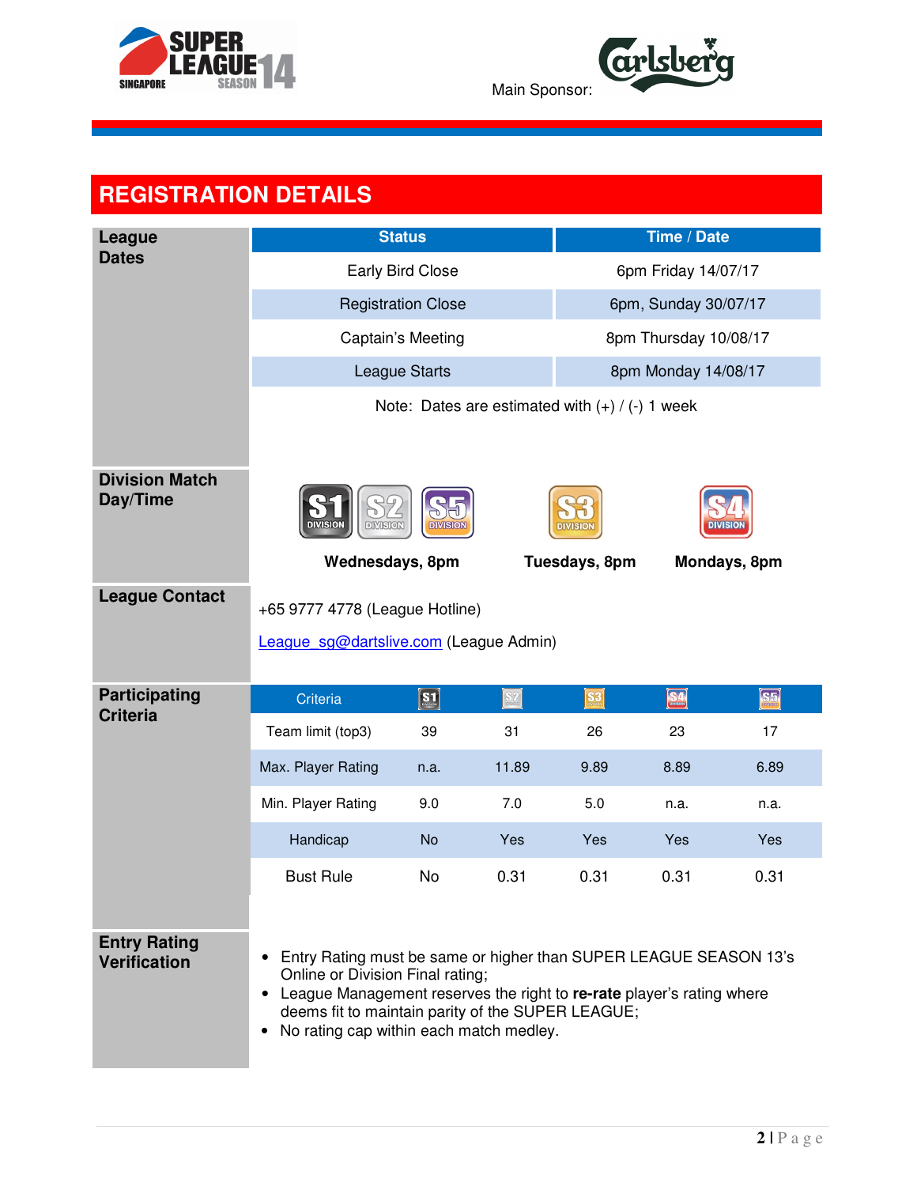Main Sponsor: Carlsberg

## REGISTRATION DETAILS

### League Dates

| Status | Time / Date |
|---|---|
| Early Bird Close | 6pm Friday 14/07/17 |
| Registration Close | 6pm, Sunday 30/07/17 |
| Captain's Meeting | 8pm Thursday 10/08/17 |
| League Starts | 8pm Monday 14/08/17 |

Note: Dates are estimated with (+) / (-) 1 week

### Division Match Day/Time

| Division | Day/Time |
|---|---|
| S1, S2, S5 | Wednesdays, 8pm |
| S3 | Tuesdays, 8pm |
| S4 | Mondays, 8pm |

### League Contact

+65 9777 4778 (League Hotline)

League_sg@dartslive.com (League Admin)

### Participating Criteria

| Criteria | S1 | S2 | S3 | S4 | S5 |
|---|---|---|---|---|---|
| Team limit (top3) | 39 | 31 | 26 | 23 | 17 |
| Max. Player Rating | n.a. | 11.89 | 9.89 | 8.89 | 6.89 |
| Min. Player Rating | 9.0 | 7.0 | 5.0 | n.a. | n.a. |
| Handicap | No | Yes | Yes | Yes | Yes |
| Bust Rule | No | 0.31 | 0.31 | 0.31 | 0.31 |

### Entry Rating Verification

- Entry Rating must be same or higher than SUPER LEAGUE SEASON 13's Online or Division Final rating;
- League Management reserves the right to **re-rate** player's rating where deems fit to maintain parity of the SUPER LEAGUE;
- No rating cap within each match medley.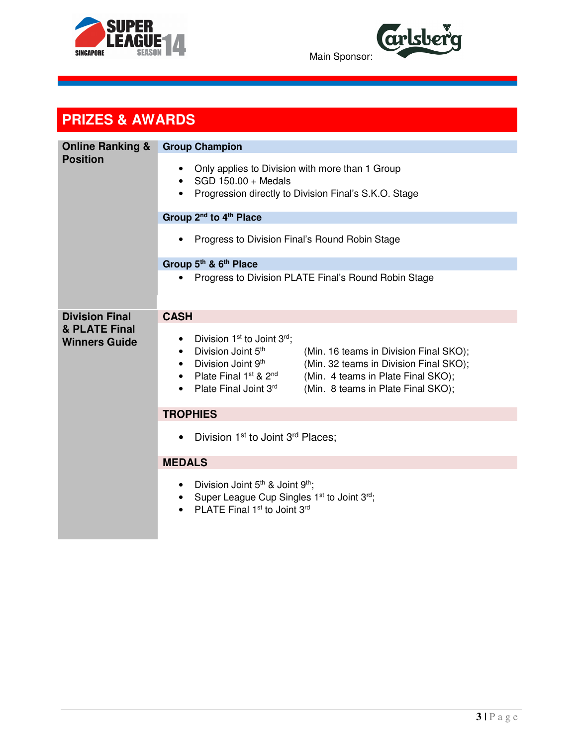## PRIZES & AWARDS

### Online Ranking & Position

**Group Champion**

- Only applies to Division with more than 1 Group
- SGD 150.00 + Medals
- Progression directly to Division Final's S.K.O. Stage

**Group 2nd to 4th Place**

- Progress to Division Final's Round Robin Stage

**Group 5th & 6th Place**

- Progress to Division PLATE Final's Round Robin Stage

### Division Final & PLATE Final Winners Guide

**CASH**

- Division 1st to Joint 3rd;
- Division Joint 5th (Min. 16 teams in Division Final SKO);
- Division Joint 9th (Min. 32 teams in Division Final SKO);
- Plate Final 1st & 2nd (Min. 4 teams in Plate Final SKO);
- Plate Final Joint 3rd (Min. 8 teams in Plate Final SKO);

**TROPHIES**

- Division 1st to Joint 3rd Places;

**MEDALS**

- Division Joint 5th & Joint 9th;
- Super League Cup Singles 1st to Joint 3rd;
- PLATE Final 1st to Joint 3rd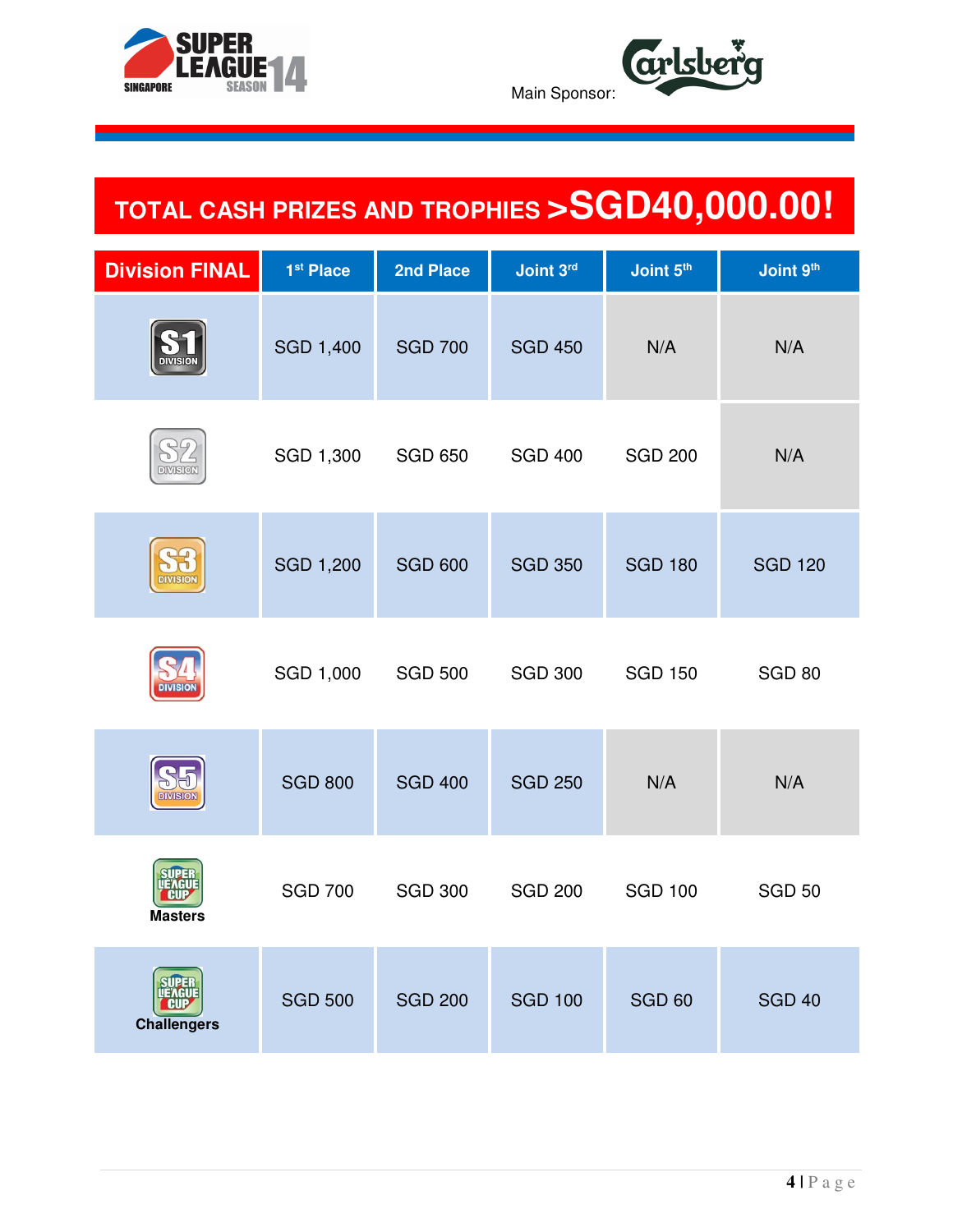Main Sponsor: Carlsberg

# TOTAL CASH PRIZES AND TROPHIES >SGD40,000.00!

| Division FINAL | 1st Place | 2nd Place | Joint 3rd | Joint 5th | Joint 9th |
|---|---|---|---|---|---|
| S1 DIVISION | SGD 1,400 | SGD 700 | SGD 450 | N/A | N/A |
| S2 DIVISION | SGD 1,300 | SGD 650 | SGD 400 | SGD 200 | N/A |
| S3 DIVISION | SGD 1,200 | SGD 600 | SGD 350 | SGD 180 | SGD 120 |
| S4 DIVISION | SGD 1,000 | SGD 500 | SGD 300 | SGD 150 | SGD 80 |
| S5 DIVISION | SGD 800 | SGD 400 | SGD 250 | N/A | N/A |
| Super League Cup Masters | SGD 700 | SGD 300 | SGD 200 | SGD 100 | SGD 50 |
| Super League Cup Challengers | SGD 500 | SGD 200 | SGD 100 | SGD 60 | SGD 40 |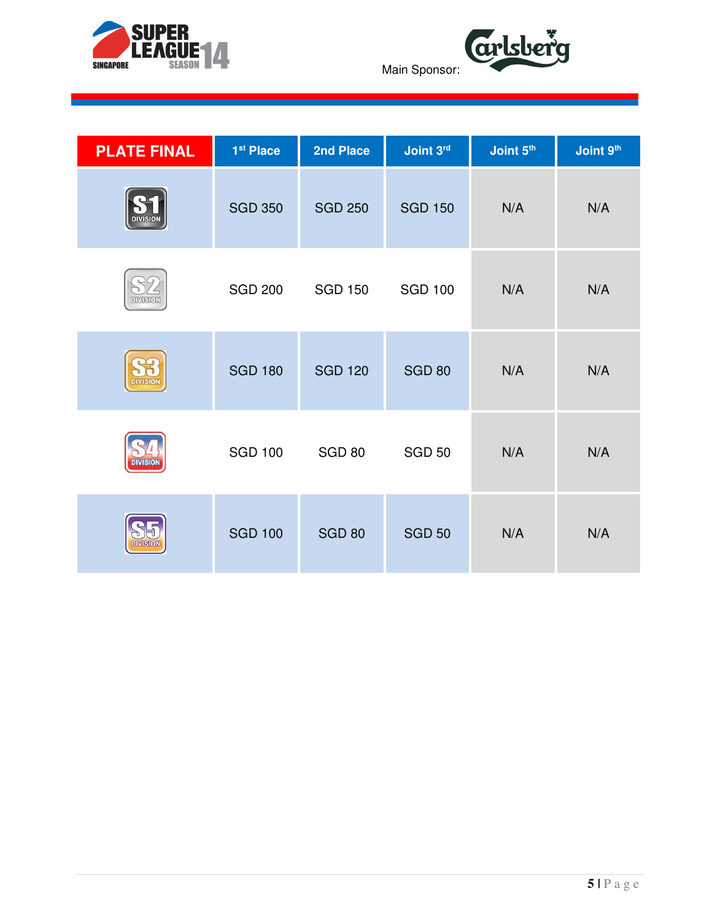Main Sponsor: Carlsberg

| PLATE FINAL | 1st Place | 2nd Place | Joint 3rd | Joint 5th | Joint 9th |
|---|---|---|---|---|---|
| S1 DIVISION | SGD 350 | SGD 250 | SGD 150 | N/A | N/A |
| S2 DIVISION | SGD 200 | SGD 150 | SGD 100 | N/A | N/A |
| S3 DIVISION | SGD 180 | SGD 120 | SGD 80 | N/A | N/A |
| S4 DIVISION | SGD 100 | SGD 80 | SGD 50 | N/A | N/A |
| S5 DIVISION | SGD 100 | SGD 80 | SGD 50 | N/A | N/A |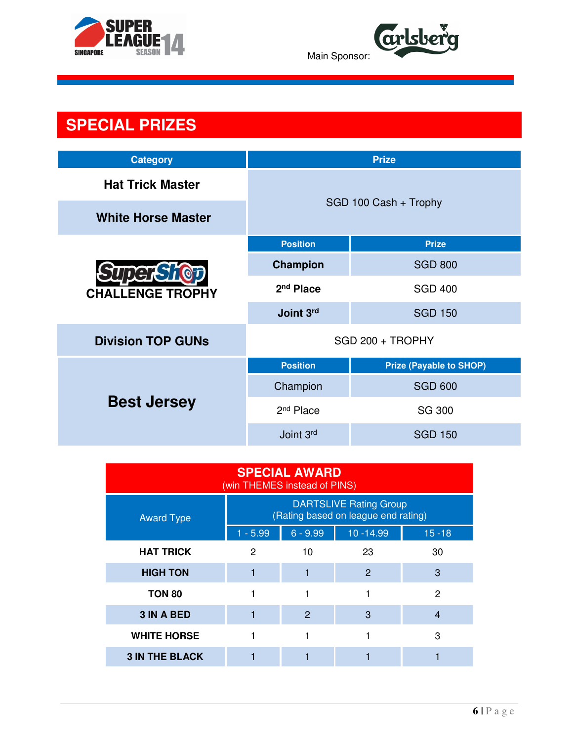Main Sponsor:

## SPECIAL PRIZES

| Category | Prize | |
|---|---|---|
| Hat Trick Master | SGD 100 Cash + Trophy | |
| White Horse Master | | |
| SuperShop CHALLENGE TROPHY | **Position** | **Prize** |
| | **Champion** | SGD 800 |
| | **2nd Place** | SGD 400 |
| | **Joint 3rd** | SGD 150 |
| Division TOP GUNs | SGD 200 + TROPHY | |
| Best Jersey | **Position** | **Prize (Payable to SHOP)** |
| | Champion | SGD 600 |
| | 2nd Place | SG 300 |
| | Joint 3rd | SGD 150 |

## SPECIAL AWARD
(win THEMES instead of PINS)

| Award Type | DARTSLIVE Rating Group (Rating based on league end rating) | | | |
|---|---|---|---|---|
| | 1 - 5.99 | 6 - 9.99 | 10 -14.99 | 15 -18 |
| **HAT TRICK** | 2 | 10 | 23 | 30 |
| **HIGH TON** | 1 | 1 | 2 | 3 |
| **TON 80** | 1 | 1 | 1 | 2 |
| **3 IN A BED** | 1 | 2 | 3 | 4 |
| **WHITE HORSE** | 1 | 1 | 1 | 3 |
| **3 IN THE BLACK** | 1 | 1 | 1 | 1 |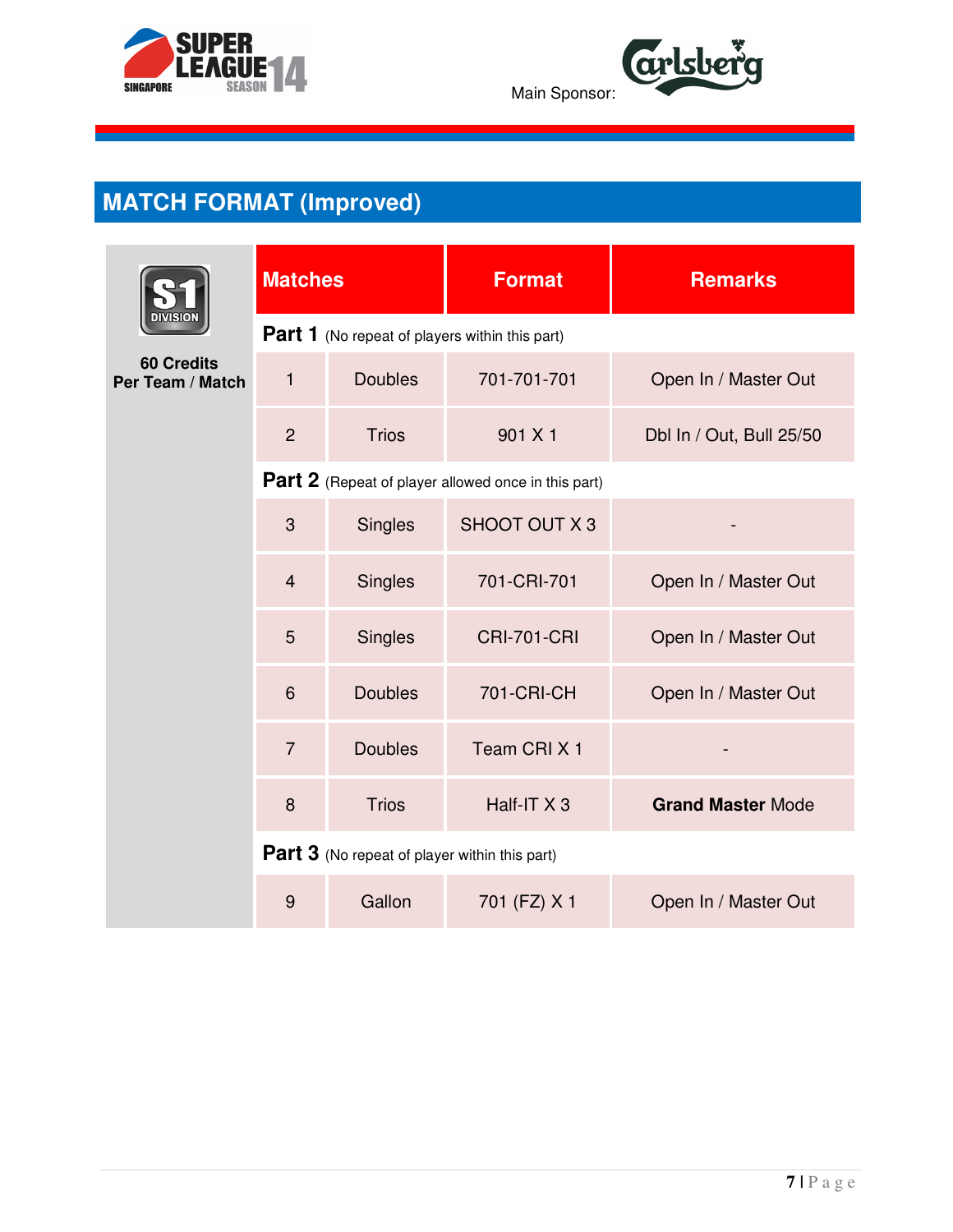Main Sponsor:

## MATCH FORMAT (Improved)

**S1 DIVISION**

**60 Credits Per Team / Match**

| Matches | | Format | Remarks |
|---|---|---|---|
| **Part 1** (No repeat of players within this part) | | | |
| 1 | Doubles | 701-701-701 | Open In / Master Out |
| 2 | Trios | 901 X 1 | Dbl In / Out, Bull 25/50 |
| **Part 2** (Repeat of player allowed once in this part) | | | |
| 3 | Singles | SHOOT OUT X 3 | - |
| 4 | Singles | 701-CRI-701 | Open In / Master Out |
| 5 | Singles | CRI-701-CRI | Open In / Master Out |
| 6 | Doubles | 701-CRI-CH | Open In / Master Out |
| 7 | Doubles | Team CRI X 1 | - |
| 8 | Trios | Half-IT X 3 | **Grand Master** Mode |
| **Part 3** (No repeat of player within this part) | | | |
| 9 | Gallon | 701 (FZ) X 1 | Open In / Master Out |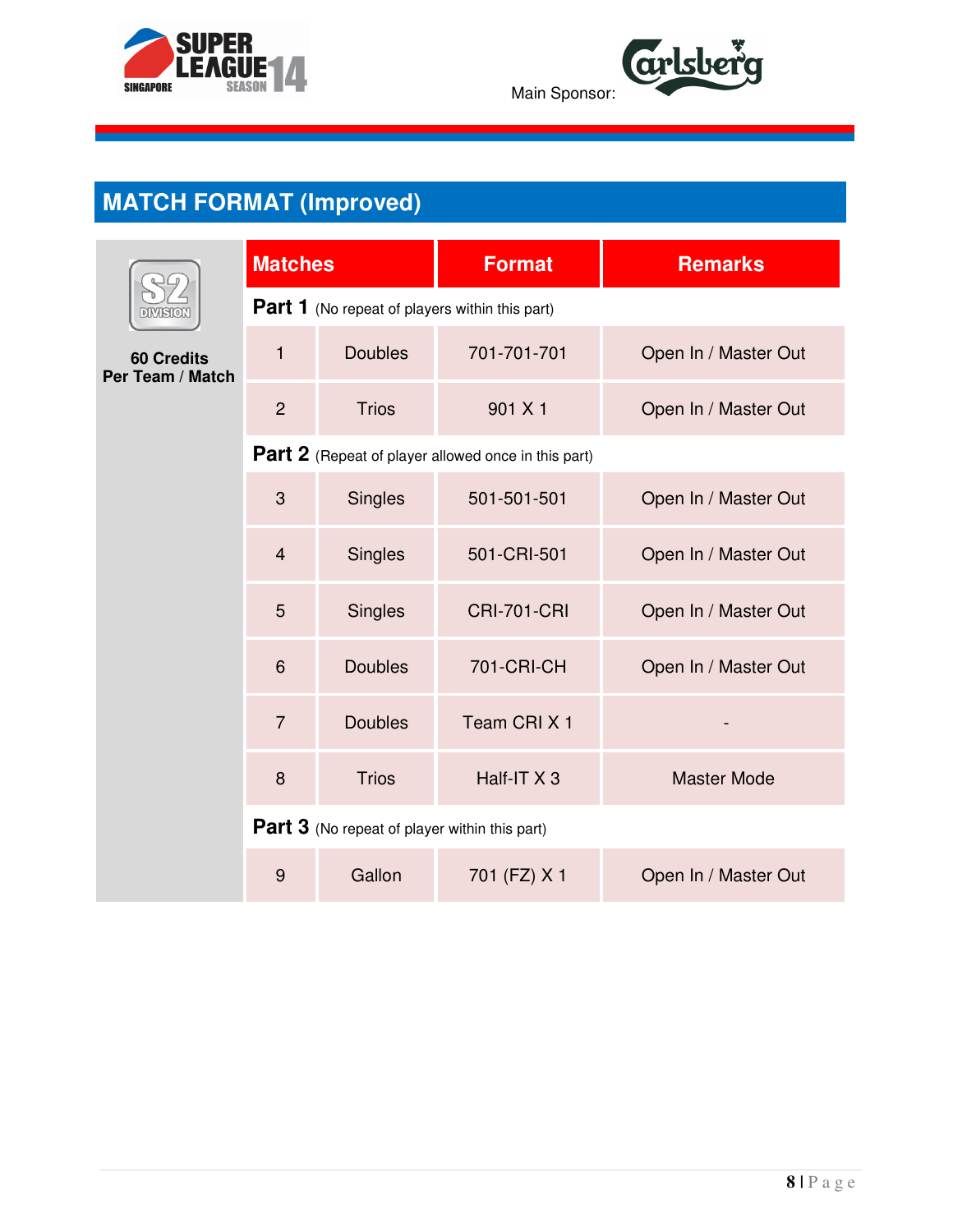## MATCH FORMAT (Improved)

S2 DIVISION

**60 Credits Per Team / Match**

| Matches | | Format | Remarks |
|---|---|---|---|
| **Part 1** (No repeat of players within this part) | | | |
| 1 | Doubles | 701-701-701 | Open In / Master Out |
| 2 | Trios | 901 X 1 | Open In / Master Out |
| **Part 2** (Repeat of player allowed once in this part) | | | |
| 3 | Singles | 501-501-501 | Open In / Master Out |
| 4 | Singles | 501-CRI-501 | Open In / Master Out |
| 5 | Singles | CRI-701-CRI | Open In / Master Out |
| 6 | Doubles | 701-CRI-CH | Open In / Master Out |
| 7 | Doubles | Team CRI X 1 | - |
| 8 | Trios | Half-IT X 3 | Master Mode |
| **Part 3** (No repeat of player within this part) | | | |
| 9 | Gallon | 701 (FZ) X 1 | Open In / Master Out |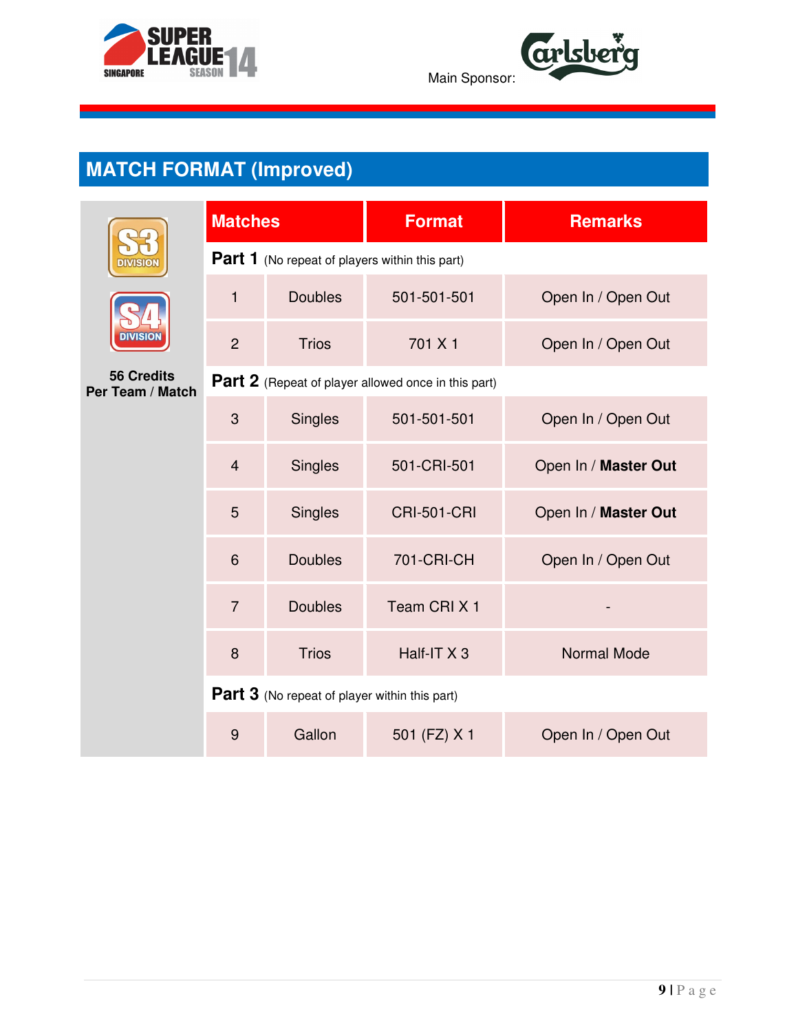## MATCH FORMAT (Improved)

S3 DIVISION

S4 DIVISION

**56 Credits Per Team / Match**

| Matches | | Format | Remarks |
|---|---|---|---|
| **Part 1** (No repeat of players within this part) | | | |
| 1 | Doubles | 501-501-501 | Open In / Open Out |
| 2 | Trios | 701 X 1 | Open In / Open Out |
| **Part 2** (Repeat of player allowed once in this part) | | | |
| 3 | Singles | 501-501-501 | Open In / Open Out |
| 4 | Singles | 501-CRI-501 | Open In / **Master Out** |
| 5 | Singles | CRI-501-CRI | Open In / **Master Out** |
| 6 | Doubles | 701-CRI-CH | Open In / Open Out |
| 7 | Doubles | Team CRI X 1 | - |
| 8 | Trios | Half-IT X 3 | Normal Mode |
| **Part 3** (No repeat of player within this part) | | | |
| 9 | Gallon | 501 (FZ) X 1 | Open In / Open Out |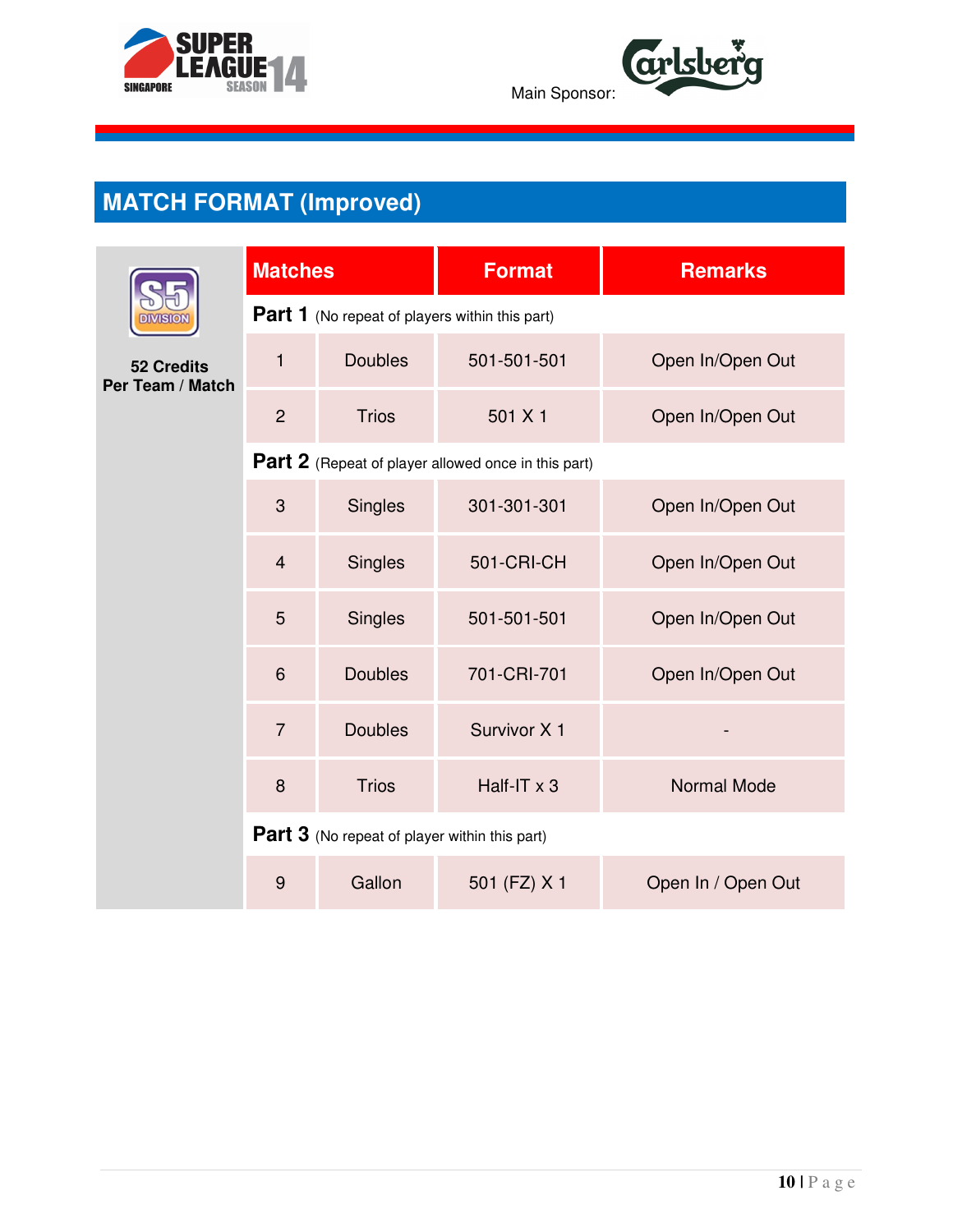Main Sponsor: Carlsberg

## MATCH FORMAT (Improved)

**S5 DIVISION**

**52 Credits Per Team / Match**

| Matches | | Format | Remarks |
|---|---|---|---|
| **Part 1** (No repeat of players within this part) | | | |
| 1 | Doubles | 501-501-501 | Open In/Open Out |
| 2 | Trios | 501 X 1 | Open In/Open Out |
| **Part 2** (Repeat of player allowed once in this part) | | | |
| 3 | Singles | 301-301-301 | Open In/Open Out |
| 4 | Singles | 501-CRI-CH | Open In/Open Out |
| 5 | Singles | 501-501-501 | Open In/Open Out |
| 6 | Doubles | 701-CRI-701 | Open In/Open Out |
| 7 | Doubles | Survivor X 1 | - |
| 8 | Trios | Half-IT x 3 | Normal Mode |
| **Part 3** (No repeat of player within this part) | | | |
| 9 | Gallon | 501 (FZ) X 1 | Open In / Open Out |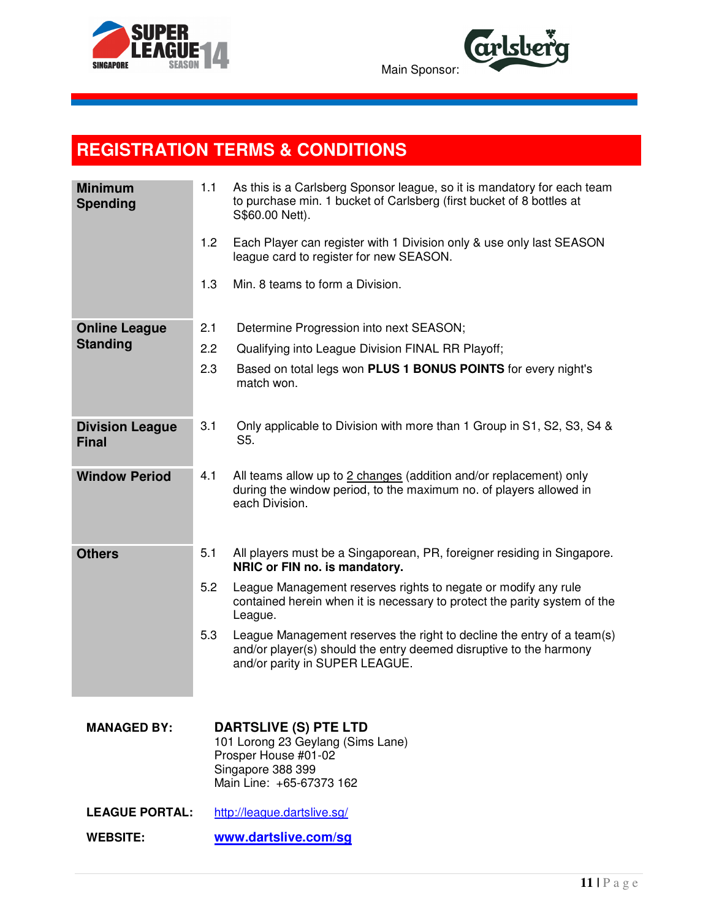Main Sponsor:

# REGISTRATION TERMS & CONDITIONS

| | | |
|---|---|---|
| **Minimum Spending** | 1.1 | As this is a Carlsberg Sponsor league, so it is mandatory for each team to purchase min. 1 bucket of Carlsberg (first bucket of 8 bottles at S$60.00 Nett). |
| | 1.2 | Each Player can register with 1 Division only & use only last SEASON league card to register for new SEASON. |
| | 1.3 | Min. 8 teams to form a Division. |
| **Online League Standing** | 2.1 | Determine Progression into next SEASON; |
| | 2.2 | Qualifying into League Division FINAL RR Playoff; |
| | 2.3 | Based on total legs won **PLUS 1 BONUS POINTS** for every night's match won. |
| **Division League Final** | 3.1 | Only applicable to Division with more than 1 Group in S1, S2, S3, S4 & S5. |
| **Window Period** | 4.1 | All teams allow up to 2 changes (addition and/or replacement) only during the window period, to the maximum no. of players allowed in each Division. |
| **Others** | 5.1 | All players must be a Singaporean, PR, foreigner residing in Singapore. **NRIC or FIN no. is mandatory.** |
| | 5.2 | League Management reserves rights to negate or modify any rule contained herein when it is necessary to protect the parity system of the League. |
| | 5.3 | League Management reserves the right to decline the entry of a team(s) and/or player(s) should the entry deemed disruptive to the harmony and/or parity in SUPER LEAGUE. |

**MANAGED BY:** **DARTSLIVE (S) PTE LTD**
101 Lorong 23 Geylang (Sims Lane)
Prosper House #01-02
Singapore 388 399
Main Line: +65-67373 162

**LEAGUE PORTAL:** http://league.dartslive.sg/

**WEBSITE:** **www.dartslive.com/sg**